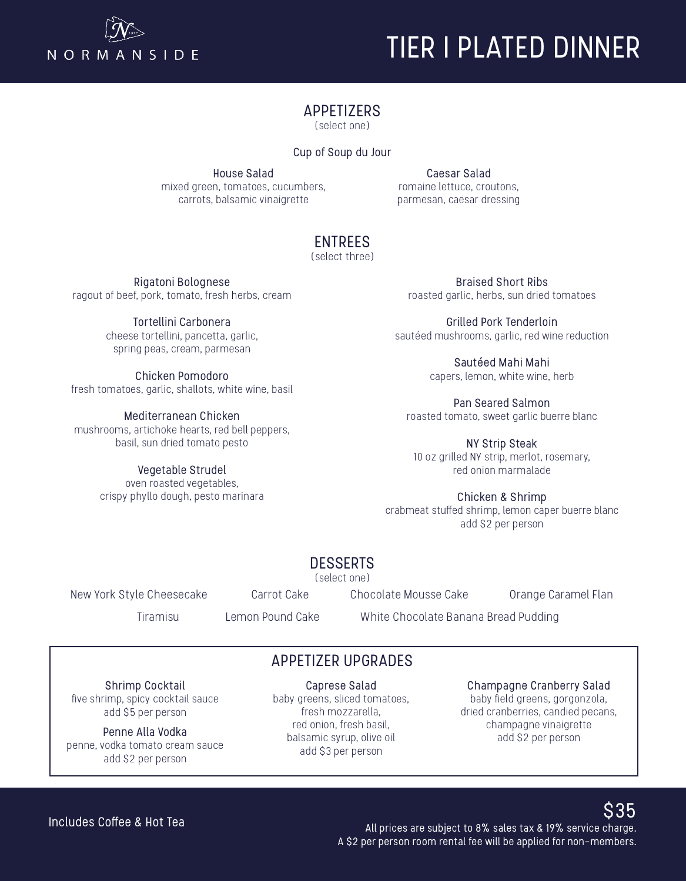NORMANSIDE

# TIER I PLATED DINNER

## APPETIZERS
(select one)

**Cup of Soup du Jour**

**House Salad**
mixed green, tomatoes, cucumbers, carrots, balsamic vinaigrette

**Caesar Salad**
romaine lettuce, croutons, parmesan, caesar dressing

## ENTREES
(select three)

**Rigatoni Bolognese**
ragout of beef, pork, tomato, fresh herbs, cream

**Tortellini Carbonera**
cheese tortellini, pancetta, garlic, spring peas, cream, parmesan

**Chicken Pomodoro**
fresh tomatoes, garlic, shallots, white wine, basil

**Mediterranean Chicken**
mushrooms, artichoke hearts, red bell peppers, basil, sun dried tomato pesto

**Vegetable Strudel**
oven roasted vegetables, crispy phyllo dough, pesto marinara

**Braised Short Ribs**
roasted garlic, herbs, sun dried tomatoes

**Grilled Pork Tenderloin**
sautéed mushrooms, garlic, red wine reduction

**Sautéed Mahi Mahi**
capers, lemon, white wine, herb

**Pan Seared Salmon**
roasted tomato, sweet garlic buerre blanc

**NY Strip Steak**
10 oz grilled NY strip, merlot, rosemary, red onion marmalade

**Chicken & Shrimp**
crabmeat stuffed shrimp, lemon caper buerre blanc
add $2 per person

## DESSERTS
(select one)

New York Style Cheesecake
Carrot Cake
Chocolate Mousse Cake
Orange Caramel Flan
Tiramisu
Lemon Pound Cake
White Chocolate Banana Bread Pudding

## APPETIZER UPGRADES

**Shrimp Cocktail**
five shrimp, spicy cocktail sauce
add $5 per person

**Penne Alla Vodka**
penne, vodka tomato cream sauce
add $2 per person

**Caprese Salad**
baby greens, sliced tomatoes, fresh mozzarella, red onion, fresh basil, balsamic syrup, olive oil
add $3 per person

**Champagne Cranberry Salad**
baby field greens, gorgonzola, dried cranberries, candied pecans, champagne vinaigrette
add $2 per person

Includes Coffee & Hot Tea

**$35**

All prices are subject to 8% sales tax & 19% service charge.
A $2 per person room rental fee will be applied for non-members.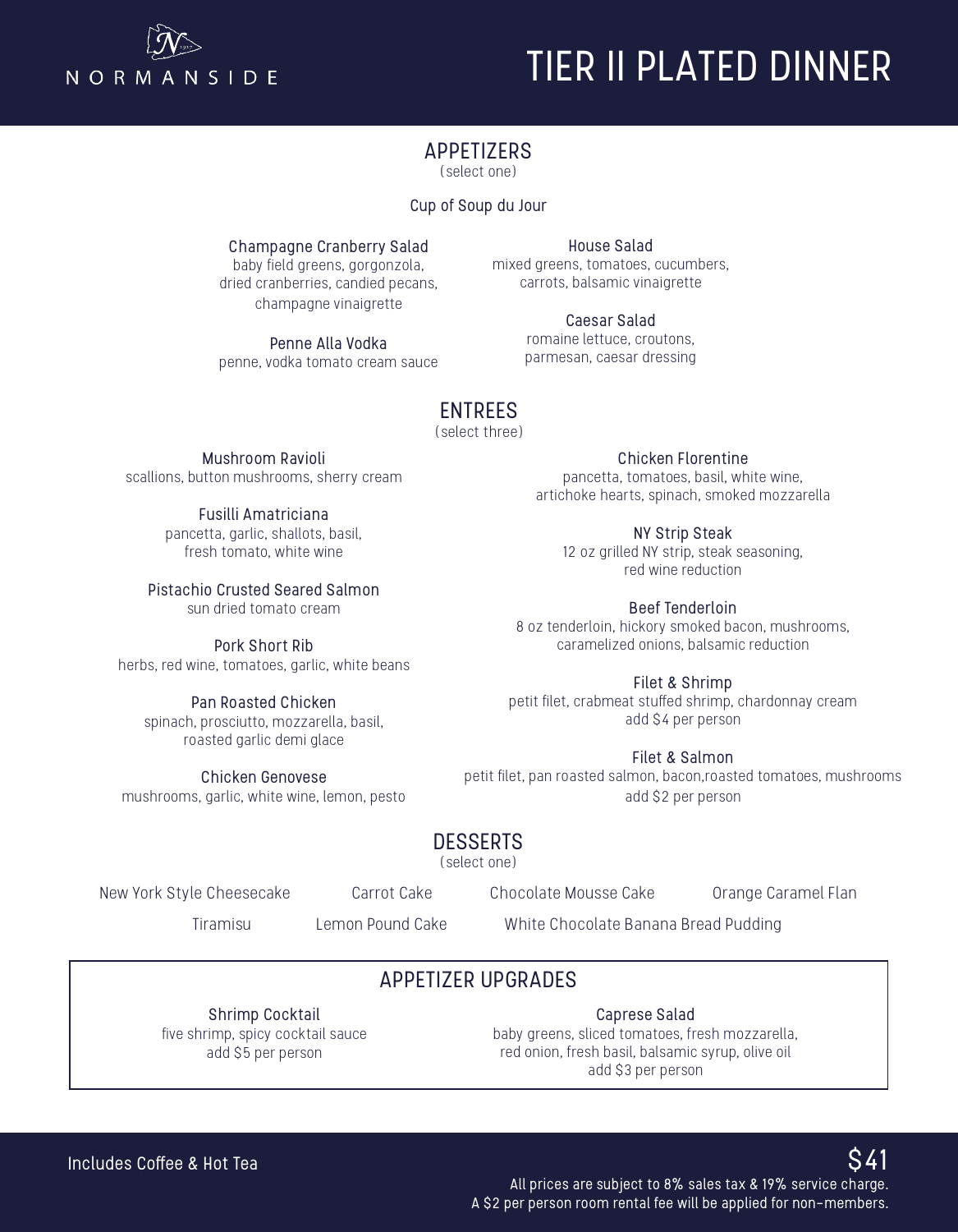NORMANSIDE

# TIER II PLATED DINNER

## APPETIZERS

(select one)

**Cup of Soup du Jour**

**Champagne Cranberry Salad**
baby field greens, gorgonzola, dried cranberries, candied pecans, champagne vinaigrette

**Penne Alla Vodka**
penne, vodka tomato cream sauce

**House Salad**
mixed greens, tomatoes, cucumbers, carrots, balsamic vinaigrette

**Caesar Salad**
romaine lettuce, croutons, parmesan, caesar dressing

## ENTREES

(select three)

**Mushroom Ravioli**
scallions, button mushrooms, sherry cream

**Fusilli Amatriciana**
pancetta, garlic, shallots, basil, fresh tomato, white wine

**Pistachio Crusted Seared Salmon**
sun dried tomato cream

**Pork Short Rib**
herbs, red wine, tomatoes, garlic, white beans

**Pan Roasted Chicken**
spinach, prosciutto, mozzarella, basil, roasted garlic demi glace

**Chicken Genovese**
mushrooms, garlic, white wine, lemon, pesto

**Chicken Florentine**
pancetta, tomatoes, basil, white wine, artichoke hearts, spinach, smoked mozzarella

**NY Strip Steak**
12 oz grilled NY strip, steak seasoning, red wine reduction

**Beef Tenderloin**
8 oz tenderloin, hickory smoked bacon, mushrooms, caramelized onions, balsamic reduction

**Filet & Shrimp**
petit filet, crabmeat stuffed shrimp, chardonnay cream
add $4 per person

**Filet & Salmon**
petit filet, pan roasted salmon, bacon,roasted tomatoes, mushrooms
add $2 per person

## DESSERTS

(select one)

New York Style Cheesecake
Carrot Cake
Chocolate Mousse Cake
Orange Caramel Flan
Tiramisu
Lemon Pound Cake
White Chocolate Banana Bread Pudding

## APPETIZER UPGRADES

**Shrimp Cocktail**
five shrimp, spicy cocktail sauce
add $5 per person

**Caprese Salad**
baby greens, sliced tomatoes, fresh mozzarella, red onion, fresh basil, balsamic syrup, olive oil
add $3 per person

Includes Coffee & Hot Tea

$41

All prices are subject to 8% sales tax & 19% service charge.
A $2 per person room rental fee will be applied for non-members.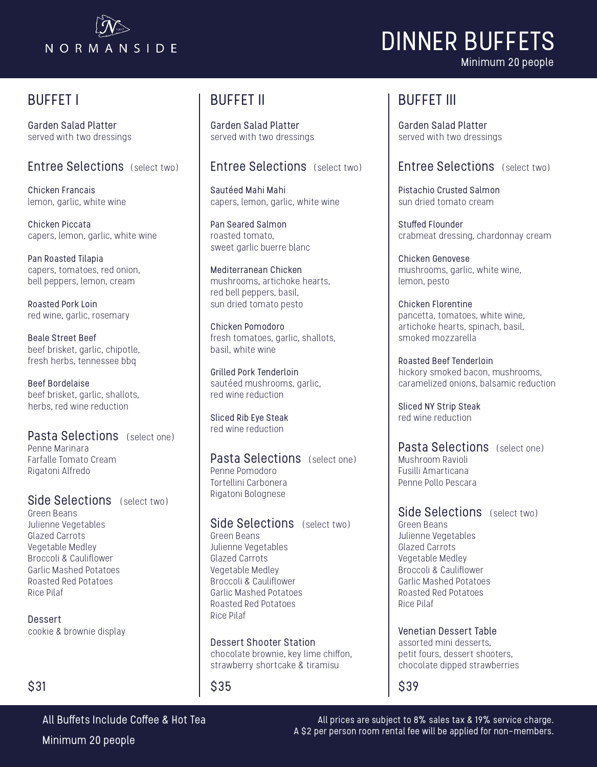NORMANSIDE

# DINNER BUFFETS

Minimum 20 people

## BUFFET I

**Garden Salad Platter**
served with two dressings

### Entree Selections (select two)

**Chicken Francais**
lemon, garlic, white wine

**Chicken Piccata**
capers, lemon, garlic, white wine

**Pan Roasted Tilapia**
capers, tomatoes, red onion, bell peppers, lemon, cream

**Roasted Pork Loin**
red wine, garlic, rosemary

**Beale Street Beef**
beef brisket, garlic, chipotle, fresh herbs, tennessee bbq

**Beef Bordelaise**
beef brisket, garlic, shallots, herbs, red wine reduction

### Pasta Selections (select one)

Penne Marinara
Farfalle Tomato Cream
Rigatoni Alfredo

### Side Selections (select two)

Green Beans
Julienne Vegetables
Glazed Carrots
Vegetable Medley
Broccoli & Cauliflower
Garlic Mashed Potatoes
Roasted Red Potatoes
Rice Pilaf

**Dessert**
cookie & brownie display

$31

## BUFFET II

**Garden Salad Platter**
served with two dressings

### Entree Selections (select two)

**Sautéed Mahi Mahi**
capers, lemon, garlic, white wine

**Pan Seared Salmon**
roasted tomato, sweet garlic buerre blanc

**Mediterranean Chicken**
mushrooms, artichoke hearts, red bell peppers, basil, sun dried tomato pesto

**Chicken Pomodoro**
fresh tomatoes, garlic, shallots, basil, white wine

**Grilled Pork Tenderloin**
sautéed mushrooms, garlic, red wine reduction

**Sliced Rib Eye Steak**
red wine reduction

### Pasta Selections (select one)

Penne Pomodoro
Tortellini Carbonera
Rigatoni Bolognese

### Side Selections (select two)

Green Beans
Julienne Vegetables
Glazed Carrots
Vegetable Medley
Broccoli & Cauliflower
Garlic Mashed Potatoes
Roasted Red Potatoes
Rice Pilaf

**Dessert Shooter Station**
chocolate brownie, key lime chiffon, strawberry shortcake & tiramisu

$35

## BUFFET III

**Garden Salad Platter**
served with two dressings

### Entree Selections (select two)

**Pistachio Crusted Salmon**
sun dried tomato cream

**Stuffed Flounder**
crabmeat dressing, chardonnay cream

**Chicken Genovese**
mushrooms, garlic, white wine, lemon, pesto

**Chicken Florentine**
pancetta, tomatoes, white wine, artichoke hearts, spinach, basil, smoked mozzarella

**Roasted Beef Tenderloin**
hickory smoked bacon, mushrooms, caramelized onions, balsamic reduction

**Sliced NY Strip Steak**
red wine reduction

### Pasta Selections (select one)

Mushroom Ravioli
Fusilli Amarticana
Penne Pollo Pescara

### Side Selections (select two)

Green Beans
Julienne Vegetables
Glazed Carrots
Vegetable Medley
Broccoli & Cauliflower
Garlic Mashed Potatoes
Roasted Red Potatoes
Rice Pilaf

**Venetian Dessert Table**
assorted mini desserts, petit fours, dessert shooters, chocolate dipped strawberries

$39

All Buffets Include Coffee & Hot Tea

Minimum 20 people

All prices are subject to 8% sales tax & 19% service charge.
A $2 per person room rental fee will be applied for non-members.